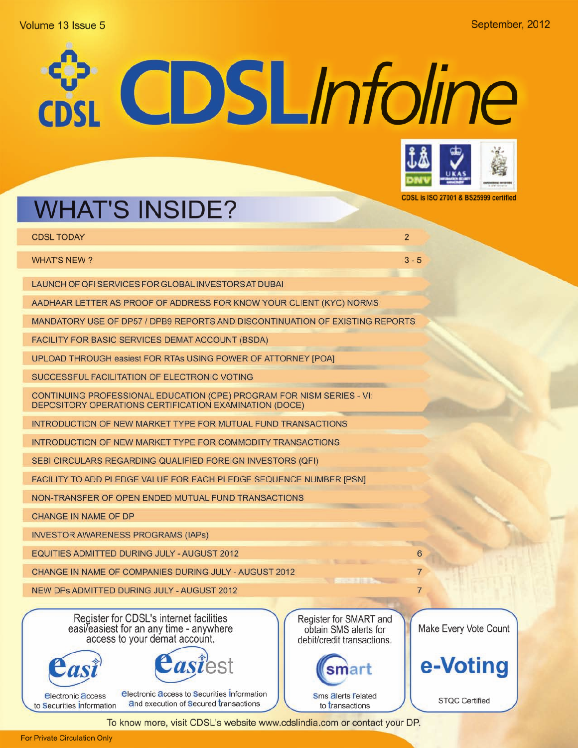Volume 13 Issue 5

September, 2012

# CDSL Infoline

CDSL is ISO 27001 & BS25999 certified

## WHAT'S INSIDE?

| | |
|---|---|
| CDSL TODAY | 2 |
| WHAT'S NEW ? | 3 - 5 |
| LAUNCH OF QFI SERVICES FOR GLOBAL INVESTORS AT DUBAI | |
| AADHAAR LETTER AS PROOF OF ADDRESS FOR KNOW YOUR CLIENT (KYC) NORMS | |
| MANDATORY USE OF DP57 / DPB9 REPORTS AND DISCONTINUATION OF EXISTING REPORTS | |
| FACILITY FOR BASIC SERVICES DEMAT ACCOUNT (BSDA) | |
| UPLOAD THROUGH easiest FOR RTAs USING POWER OF ATTORNEY [POA] | |
| SUCCESSFUL FACILITATION OF ELECTRONIC VOTING | |
| CONTINUING PROFESSIONAL EDUCATION (CPE) PROGRAM FOR NISM SERIES - VI: DEPOSITORY OPERATIONS CERTIFICATION EXAMINATION (DOCE) | |
| INTRODUCTION OF NEW MARKET TYPE FOR MUTUAL FUND TRANSACTIONS | |
| INTRODUCTION OF NEW MARKET TYPE FOR COMMODITY TRANSACTIONS | |
| SEBI CIRCULARS REGARDING QUALIFIED FOREIGN INVESTORS (QFI) | |
| FACILITY TO ADD PLEDGE VALUE FOR EACH PLEDGE SEQUENCE NUMBER [PSN] | |
| NON-TRANSFER OF OPEN ENDED MUTUAL FUND TRANSACTIONS | |
| CHANGE IN NAME OF DP | |
| INVESTOR AWARENESS PROGRAMS (IAPs) | |
| EQUITIES ADMITTED DURING JULY - AUGUST 2012 | 6 |
| CHANGE IN NAME OF COMPANIES DURING JULY - AUGUST 2012 | 7 |
| NEW DPs ADMITTED DURING JULY - AUGUST 2012 | 7 |

Register for CDSL's internet facilities easi/easiest for an any time - anywhere access to your demat account.

**easi** – electronic access to securities information

**easiest** – electronic access to securities information and execution of secured transactions

Register for SMART and obtain SMS alerts for debit/credit transactions.

**smart** – Sms alerts related to transactions

Make Every Vote Count

**e-Voting**

STQC Certified

To know more, visit CDSL's website www.cdslindia.com or contact your DP.

For Private Circulation Only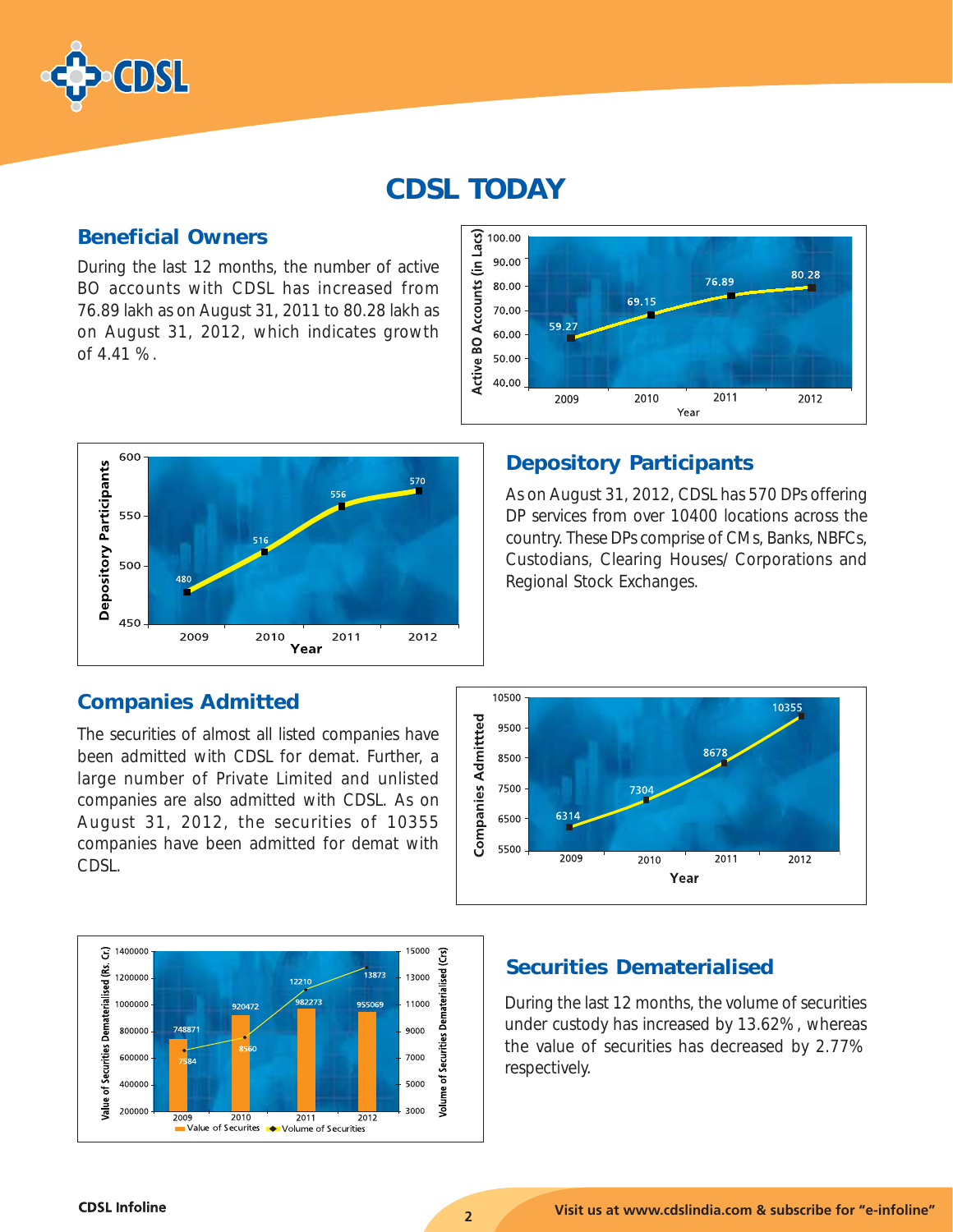# CDSL TODAY

## Beneficial Owners

During the last 12 months, the number of active BO accounts with CDSL has increased from 76.89 lakh as on August 31, 2011 to 80.28 lakh as on August 31, 2012, which indicates growth of 4.41 %.

| Year | Active BO Accounts (in Lacs) |
|---|---|
| 2009 | 59.27 |
| 2010 | 69.15 |
| 2011 | 76.89 |
| 2012 | 80.28 |

## Depository Participants

As on August 31, 2012, CDSL has 570 DPs offering DP services from over 10400 locations across the country. These DPs comprise of CMs, Banks, NBFCs, Custodians, Clearing Houses/ Corporations and Regional Stock Exchanges.

| Year | Depository Participants |
|---|---|
| 2009 | 480 |
| 2010 | 516 |
| 2011 | 556 |
| 2012 | 570 |

## Companies Admitted

The securities of almost all listed companies have been admitted with CDSL for demat. Further, a large number of Private Limited and unlisted companies are also admitted with CDSL. As on August 31, 2012, the securities of 10355 companies have been admitted for demat with CDSL.

| Year | Companies Admitted |
|---|---|
| 2009 | 6314 |
| 2010 | 7304 |
| 2011 | 8678 |
| 2012 | 10355 |

## Securities Dematerialised

During the last 12 months, the volume of securities under custody has increased by 13.62% , whereas the value of securities has decreased by 2.77% respectively.

| Year | Value of Securities Dematerialised (Rs. Cr.) | Volume of Securities Dematerialised (Crs) |
|---|---|---|
| 2009 | 748871 | 7584 |
| 2010 | 920472 | 8560 |
| 2011 | 982273 | 12210 |
| 2012 | 955069 | 13873 |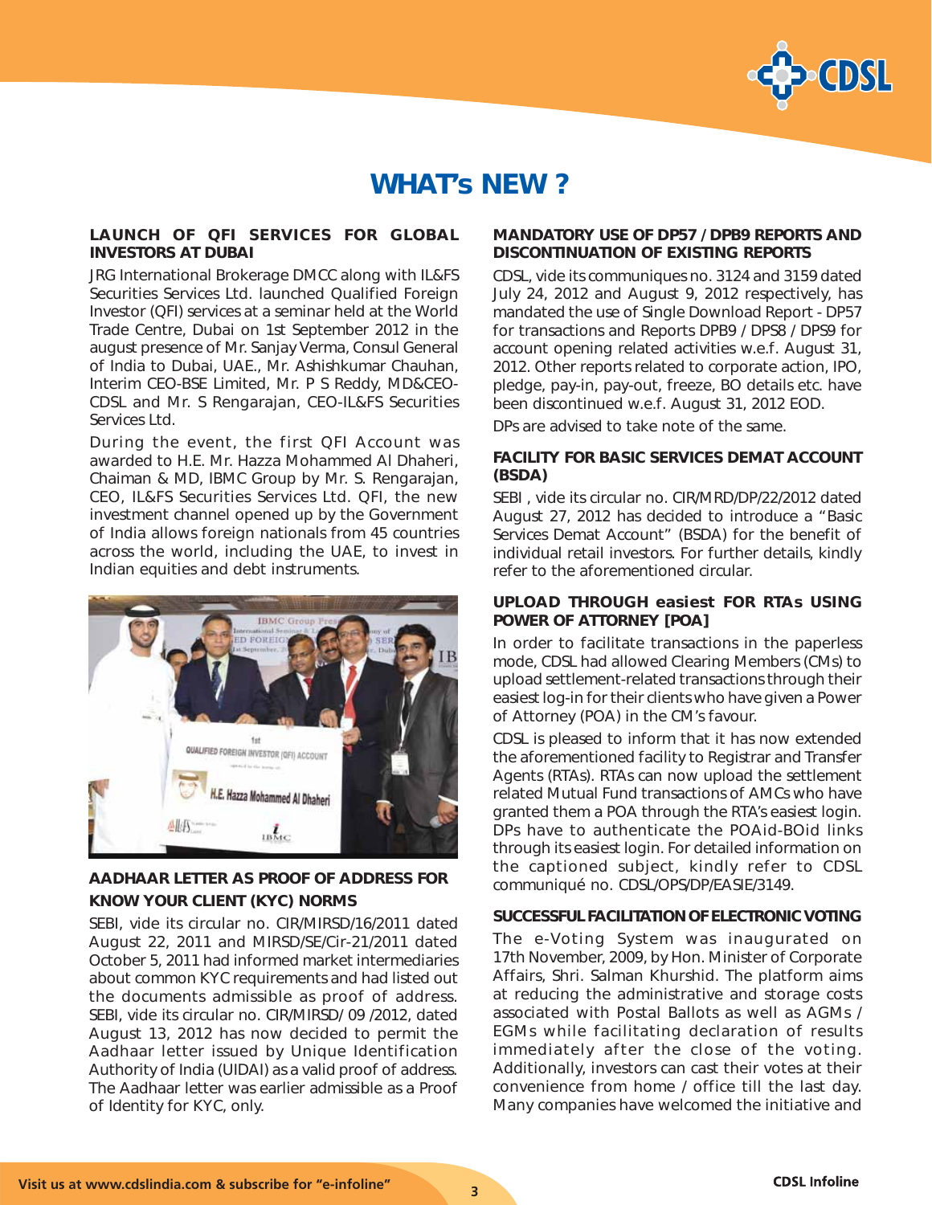# WHAT's NEW ?

### LAUNCH OF QFI SERVICES FOR GLOBAL INVESTORS AT DUBAI

JRG International Brokerage DMCC along with IL&FS Securities Services Ltd. launched Qualified Foreign Investor (QFI) services at a seminar held at the World Trade Centre, Dubai on 1st September 2012 in the august presence of Mr. Sanjay Verma, Consul General of India to Dubai, UAE., Mr. Ashishkumar Chauhan, Interim CEO-BSE Limited, Mr. P S Reddy, MD&CEO-CDSL and Mr. S Rengarajan, CEO-IL&FS Securities Services Ltd.

During the event, the first QFI Account was awarded to H.E. Mr. Hazza Mohammed Al Dhaheri, Chaiman & MD, IBMC Group by Mr. S. Rengarajan, CEO, IL&FS Securities Services Ltd. QFI, the new investment channel opened up by the Government of India allows foreign nationals from 45 countries across the world, including the UAE, to invest in Indian equities and debt instruments.

### AADHAAR LETTER AS PROOF OF ADDRESS FOR KNOW YOUR CLIENT (KYC) NORMS

SEBI, vide its circular no. CIR/MIRSD/16/2011 dated August 22, 2011 and MIRSD/SE/Cir-21/2011 dated October 5, 2011 had informed market intermediaries about common KYC requirements and had listed out the documents admissible as proof of address. SEBI, vide its circular no. CIR/MIRSD/ 09 /2012, dated August 13, 2012 has now decided to permit the Aadhaar letter issued by Unique Identification Authority of India (UIDAI) as a valid proof of address. The Aadhaar letter was earlier admissible as a Proof of Identity for KYC, only.

### MANDATORY USE OF DP57 / DPB9 REPORTS AND DISCONTINUATION OF EXISTING REPORTS

CDSL, vide its communiques no. 3124 and 3159 dated July 24, 2012 and August 9, 2012 respectively, has mandated the use of Single Download Report - DP57 for transactions and Reports DPB9 / DPS8 / DPS9 for account opening related activities w.e.f. August 31, 2012. Other reports related to corporate action, IPO, pledge, pay-in, pay-out, freeze, BO details etc. have been discontinued w.e.f. August 31, 2012 EOD.

DPs are advised to take note of the same.

### FACILITY FOR BASIC SERVICES DEMAT ACCOUNT (BSDA)

SEBI , vide its circular no. CIR/MRD/DP/22/2012 dated August 27, 2012 has decided to introduce a "Basic Services Demat Account" (BSDA) for the benefit of individual retail investors. For further details, kindly refer to the aforementioned circular.

### UPLOAD THROUGH easiest FOR RTAs USING POWER OF ATTORNEY [POA]

In order to facilitate transactions in the paperless mode, CDSL had allowed Clearing Members (CMs) to upload settlement-related transactions through their easiest log-in for their clients who have given a Power of Attorney (POA) in the CM's favour.

CDSL is pleased to inform that it has now extended the aforementioned facility to Registrar and Transfer Agents (RTAs). RTAs can now upload the settlement related Mutual Fund transactions of AMCs who have granted them a POA through the RTA's easiest login. DPs have to authenticate the POAid-BOid links through its easiest login. For detailed information on the captioned subject, kindly refer to CDSL communiqué no. CDSL/OPS/DP/EASIE/3149.

### SUCCESSFUL FACILITATION OF ELECTRONIC VOTING

The e-Voting System was inaugurated on 17th November, 2009, by Hon. Minister of Corporate Affairs, Shri. Salman Khurshid. The platform aims at reducing the administrative and storage costs associated with Postal Ballots as well as AGMs / EGMs while facilitating declaration of results immediately after the close of the voting. Additionally, investors can cast their votes at their convenience from home / office till the last day. Many companies have welcomed the initiative and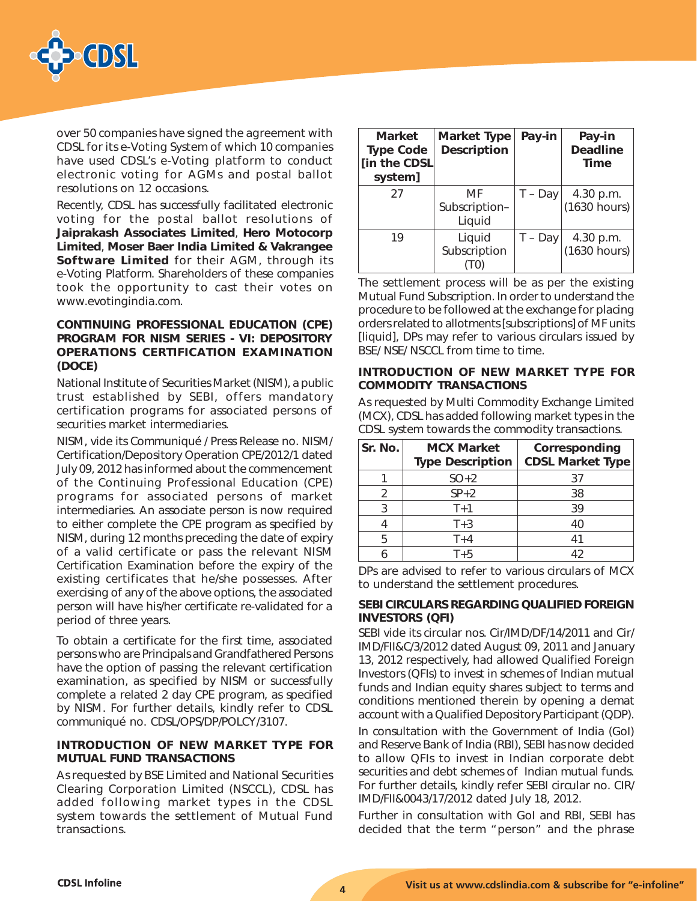over 50 companies have signed the agreement with CDSL for its e-Voting System of which 10 companies have used CDSL's e-Voting platform to conduct electronic voting for AGMs and postal ballot resolutions on 12 occasions.

Recently, CDSL has successfully facilitated electronic voting for the postal ballot resolutions of **Jaiprakash Associates Limited**, **Hero Motocorp Limited**, **Moser Baer India Limited & Vakrangee Software Limited** for their AGM, through its e-Voting Platform. Shareholders of these companies took the opportunity to cast their votes on www.evotingindia.com.

## CONTINUING PROFESSIONAL EDUCATION (CPE) PROGRAM FOR NISM SERIES - VI: DEPOSITORY OPERATIONS CERTIFICATION EXAMINATION (DOCE)

National Institute of Securities Market (NISM), a public trust established by SEBI, offers mandatory certification programs for associated persons of securities market intermediaries.

NISM, vide its Communiqué / Press Release no. NISM/Certification/Depository Operation CPE/2012/1 dated July 09, 2012 has informed about the commencement of the Continuing Professional Education (CPE) programs for associated persons of market intermediaries. An associate person is now required to either complete the CPE program as specified by NISM, during 12 months preceding the date of expiry of a valid certificate or pass the relevant NISM Certification Examination before the expiry of the existing certificates that he/she possesses. After exercising of any of the above options, the associated person will have his/her certificate re-validated for a period of three years.

To obtain a certificate for the first time, associated persons who are Principals and Grandfathered Persons have the option of passing the relevant certification examination, as specified by NISM or successfully complete a related 2 day CPE program, as specified by NISM. For further details, kindly refer to CDSL communiqué no. CDSL/OPS/DP/POLCY/3107.

## INTRODUCTION OF NEW MARKET TYPE FOR MUTUAL FUND TRANSACTIONS

As requested by BSE Limited and National Securities Clearing Corporation Limited (NSCCL), CDSL has added following market types in the CDSL system towards the settlement of Mutual Fund transactions.

| Market Type Code [in the CDSL system] | Market Type Description | Pay-in | Pay-in Deadline Time |
|---|---|---|---|
| 27 | MF Subscription–Liquid | T – Day | 4.30 p.m. (1630 hours) |
| 19 | Liquid Subscription (T0) | T – Day | 4.30 p.m. (1630 hours) |

The settlement process will be as per the existing Mutual Fund Subscription. In order to understand the procedure to be followed at the exchange for placing orders related to allotments [subscriptions] of MF units [liquid], DPs may refer to various circulars issued by BSE/ NSE/ NSCCL from time to time.

## INTRODUCTION OF NEW MARKET TYPE FOR COMMODITY TRANSACTIONS

As requested by Multi Commodity Exchange Limited (MCX), CDSL has added following market types in the CDSL system towards the commodity transactions.

| Sr. No. | MCX Market Type Description | Corresponding CDSL Market Type |
|---|---|---|
| 1 | SO+2 | 37 |
| 2 | SP+2 | 38 |
| 3 | T+1 | 39 |
| 4 | T+3 | 40 |
| 5 | T+4 | 41 |
| 6 | T+5 | 42 |

DPs are advised to refer to various circulars of MCX to understand the settlement procedures.

## SEBI CIRCULARS REGARDING QUALIFIED FOREIGN INVESTORS (QFI)

SEBI vide its circular nos. Cir/IMD/DF/14/2011 and Cir/IMD/FII&C/3/2012 dated August 09, 2011 and January 13, 2012 respectively, had allowed Qualified Foreign Investors (QFIs) to invest in schemes of Indian mutual funds and Indian equity shares subject to terms and conditions mentioned therein by opening a demat account with a Qualified Depository Participant (QDP).

In consultation with the Government of India (GoI) and Reserve Bank of India (RBI), SEBI has now decided to allow QFIs to invest in Indian corporate debt securities and debt schemes of Indian mutual funds. For further details, kindly refer SEBI circular no. CIR/IMD/FII&C/17/2012 dated July 18, 2012.

Further in consultation with GoI and RBI, SEBI has decided that the term "person" and the phrase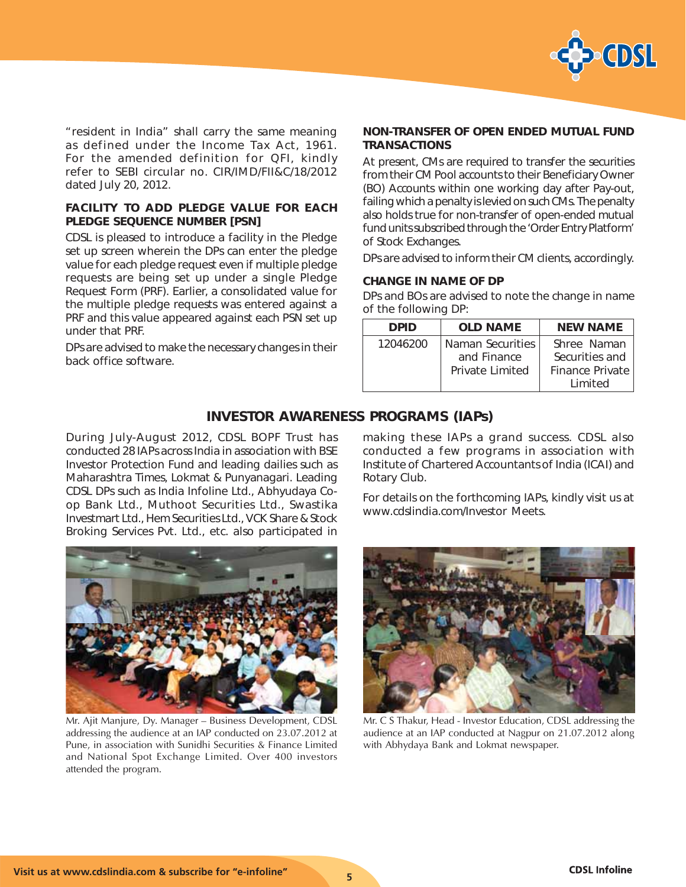"resident in India" shall carry the same meaning as defined under the Income Tax Act, 1961. For the amended definition for QFI, kindly refer to SEBI circular no. CIR/IMD/FII&C/18/2012 dated July 20, 2012.

### FACILITY TO ADD PLEDGE VALUE FOR EACH PLEDGE SEQUENCE NUMBER [PSN]

CDSL is pleased to introduce a facility in the Pledge set up screen wherein the DPs can enter the pledge value for each pledge request even if multiple pledge requests are being set up under a single Pledge Request Form (PRF). Earlier, a consolidated value for the multiple pledge requests was entered against a PRF and this value appeared against each PSN set up under that PRF.

DPs are advised to make the necessary changes in their back office software.

### NON-TRANSFER OF OPEN ENDED MUTUAL FUND TRANSACTIONS

At present, CMs are required to transfer the securities from their CM Pool accounts to their Beneficiary Owner (BO) Accounts within one working day after Pay-out, failing which a penalty is levied on such CMs. The penalty also holds true for non-transfer of open-ended mutual fund units subscribed through the 'Order Entry Platform' of Stock Exchanges.

DPs are advised to inform their CM clients, accordingly.

### CHANGE IN NAME OF DP

DPs and BOs are advised to note the change in name of the following DP:

| DPID | OLD NAME | NEW NAME |
|---|---|---|
| 12046200 | Naman Securities and Finance Private Limited | Shree Naman Securities and Finance Private Limited |

## INVESTOR AWARENESS PROGRAMS (IAPs)

During July-August 2012, CDSL BOPF Trust has conducted 28 IAPs across India in association with BSE Investor Protection Fund and leading dailies such as Maharashtra Times, Lokmat & Punyanagari. Leading CDSL DPs such as India Infoline Ltd., Abhyudaya Co-op Bank Ltd., Muthoot Securities Ltd., Swastika Investmart Ltd., Hem Securities Ltd., VCK Share & Stock Broking Services Pvt. Ltd., etc. also participated in making these IAPs a grand success. CDSL also conducted a few programs in association with Institute of Chartered Accountants of India (ICAI) and Rotary Club.

For details on the forthcoming IAPs, kindly visit us at www.cdslindia.com/Investor Meets.

Mr. Ajit Manjure, Dy. Manager – Business Development, CDSL addressing the audience at an IAP conducted on 23.07.2012 at Pune, in association with Sunidhi Securities & Finance Limited and National Spot Exchange Limited. Over 400 investors attended the program.

Mr. C S Thakur, Head - Investor Education, CDSL addressing the audience at an IAP conducted at Nagpur on 21.07.2012 along with Abhydaya Bank and Lokmat newspaper.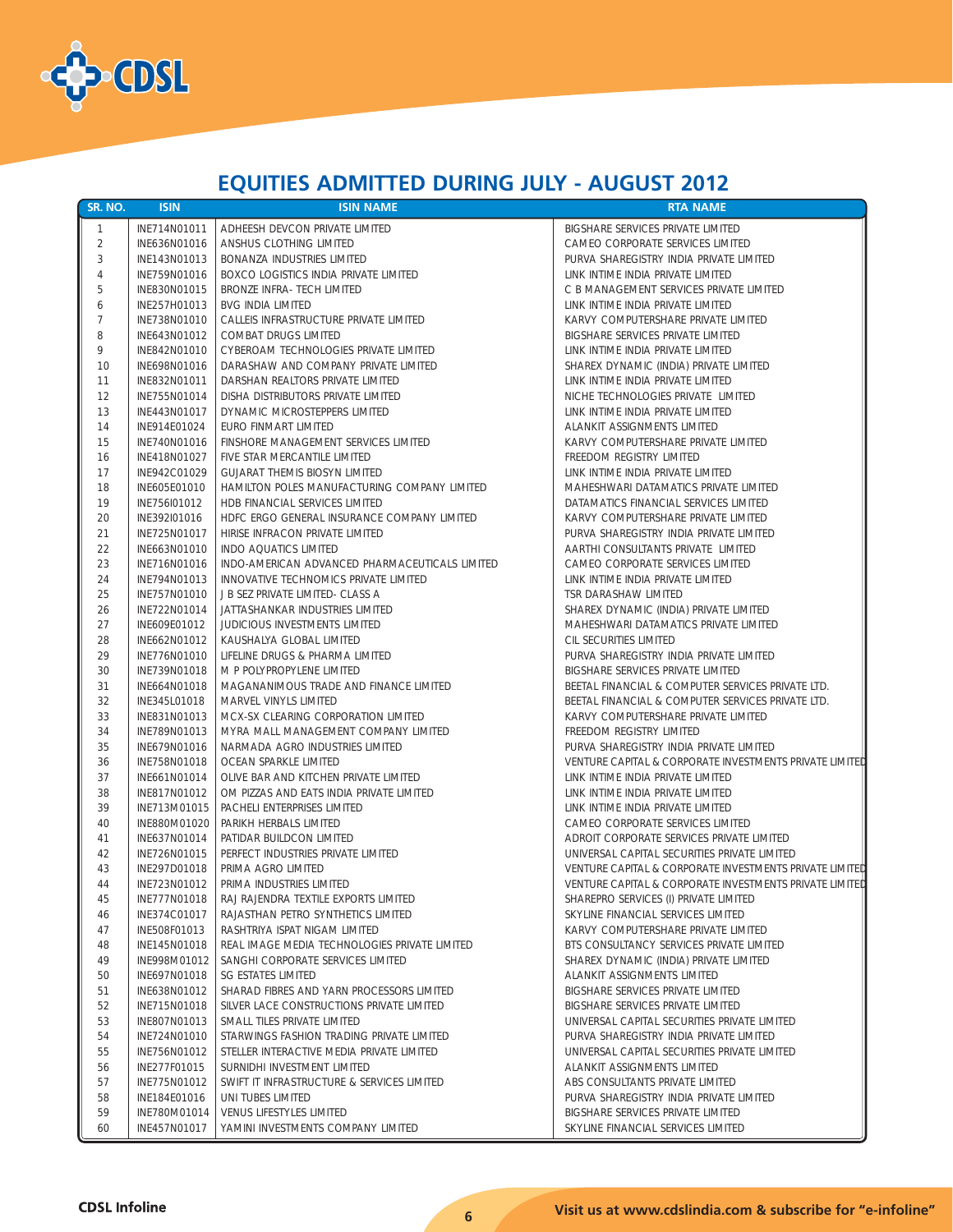## EQUITIES ADMITTED DURING JULY - AUGUST 2012

| SR. NO. | ISIN | ISIN NAME | RTA NAME |
|---|---|---|---|
| 1 | INE714N01011 | ADHEESH DEVCON PRIVATE LIMITED | BIGSHARE SERVICES PRIVATE LIMITED |
| 2 | INE636N01016 | ANSHUS CLOTHING LIMITED | CAMEO CORPORATE SERVICES LIMITED |
| 3 | INE143N01013 | BONANZA INDUSTRIES LIMITED | PURVA SHAREGISTRY INDIA PRIVATE LIMITED |
| 4 | INE759N01016 | BOXCO LOGISTICS INDIA PRIVATE LIMITED | LINK INTIME INDIA PRIVATE LIMITED |
| 5 | INE830N01015 | BRONZE INFRA- TECH LIMITED | C B MANAGEMENT SERVICES PRIVATE LIMITED |
| 6 | INE257H01013 | BVG INDIA LIMITED | LINK INTIME INDIA PRIVATE LIMITED |
| 7 | INE738N01010 | CALLEIS INFRASTRUCTURE PRIVATE LIMITED | KARVY COMPUTERSHARE PRIVATE LIMITED |
| 8 | INE643N01012 | COMBAT DRUGS LIMITED | BIGSHARE SERVICES PRIVATE LIMITED |
| 9 | INE842N01010 | CYBEROAM TECHNOLOGIES PRIVATE LIMITED | LINK INTIME INDIA PRIVATE LIMITED |
| 10 | INE698N01016 | DARASHAW AND COMPANY PRIVATE LIMITED | SHAREX DYNAMIC (INDIA) PRIVATE LIMITED |
| 11 | INE832N01011 | DARSHAN REALTORS PRIVATE LIMITED | LINK INTIME INDIA PRIVATE LIMITED |
| 12 | INE755N01014 | DISHA DISTRIBUTORS PRIVATE LIMITED | NICHE TECHNOLOGIES PRIVATE LIMITED |
| 13 | INE443N01017 | DYNAMIC MICROSTEPPERS LIMITED | LINK INTIME INDIA PRIVATE LIMITED |
| 14 | INE914E01024 | EURO FINMART LIMITED | ALANKIT ASSIGNMENTS LIMITED |
| 15 | INE740N01016 | FINSHORE MANAGEMENT SERVICES LIMITED | KARVY COMPUTERSHARE PRIVATE LIMITED |
| 16 | INE418N01027 | FIVE STAR MERCANTILE LIMITED | FREEDOM REGISTRY LIMITED |
| 17 | INE942C01029 | GUJARAT THEMIS BIOSYN LIMITED | LINK INTIME INDIA PRIVATE LIMITED |
| 18 | INE605E01010 | HAMILTON POLES MANUFACTURING COMPANY LIMITED | MAHESHWARI DATAMATICS PRIVATE LIMITED |
| 19 | INE756I01012 | HDB FINANCIAL SERVICES LIMITED | DATAMATICS FINANCIAL SERVICES LIMITED |
| 20 | INE392I01016 | HDFC ERGO GENERAL INSURANCE COMPANY LIMITED | KARVY COMPUTERSHARE PRIVATE LIMITED |
| 21 | INE725N01017 | HIRISE INFRACON PRIVATE LIMITED | PURVA SHAREGISTRY INDIA PRIVATE LIMITED |
| 22 | INE663N01010 | INDO AQUATICS LIMITED | AARTHI CONSULTANTS PRIVATE LIMITED |
| 23 | INE716N01016 | INDO-AMERICAN ADVANCED PHARMACEUTICALS LIMITED | CAMEO CORPORATE SERVICES LIMITED |
| 24 | INE794N01013 | INNOVATIVE TECHNOMICS PRIVATE LIMITED | LINK INTIME INDIA PRIVATE LIMITED |
| 25 | INE757N01010 | J B SEZ PRIVATE LIMITED- CLASS A | TSR DARASHAW LIMITED |
| 26 | INE722N01014 | JATTASHANKAR INDUSTRIES LIMITED | SHAREX DYNAMIC (INDIA) PRIVATE LIMITED |
| 27 | INE609E01012 | JUDICIOUS INVESTMENTS LIMITED | MAHESHWARI DATAMATICS PRIVATE LIMITED |
| 28 | INE662N01012 | KAUSHALYA GLOBAL LIMITED | CIL SECURITIES LIMITED |
| 29 | INE776N01010 | LIFELINE DRUGS & PHARMA LIMITED | PURVA SHAREGISTRY INDIA PRIVATE LIMITED |
| 30 | INE739N01018 | M P POLYPROPYLENE LIMITED | BIGSHARE SERVICES PRIVATE LIMITED |
| 31 | INE664N01018 | MAGANANIMOUS TRADE AND FINANCE LIMITED | BEETAL FINANCIAL & COMPUTER SERVICES PRIVATE LTD. |
| 32 | INE345L01018 | MARVEL VINYLS LIMITED | BEETAL FINANCIAL & COMPUTER SERVICES PRIVATE LTD. |
| 33 | INE831N01013 | MCX-SX CLEARING CORPORATION LIMITED | KARVY COMPUTERSHARE PRIVATE LIMITED |
| 34 | INE789N01013 | MYRA MALL MANAGEMENT COMPANY LIMITED | FREEDOM REGISTRY LIMITED |
| 35 | INE679N01016 | NARMADA AGRO INDUSTRIES LIMITED | PURVA SHAREGISTRY INDIA PRIVATE LIMITED |
| 36 | INE758N01018 | OCEAN SPARKLE LIMITED | VENTURE CAPITAL & CORPORATE INVESTMENTS PRIVATE LIMITED |
| 37 | INE661N01014 | OLIVE BAR AND KITCHEN PRIVATE LIMITED | LINK INTIME INDIA PRIVATE LIMITED |
| 38 | INE817N01012 | OM PIZZAS AND EATS INDIA PRIVATE LIMITED | LINK INTIME INDIA PRIVATE LIMITED |
| 39 | INE713M01015 | PACHELI ENTERPRISES LIMITED | LINK INTIME INDIA PRIVATE LIMITED |
| 40 | INE880M01020 | PARIKH HERBALS LIMITED | CAMEO CORPORATE SERVICES LIMITED |
| 41 | INE637N01014 | PATIDAR BUILDCON LIMITED | ADROIT CORPORATE SERVICES PRIVATE LIMITED |
| 42 | INE726N01015 | PERFECT INDUSTRIES PRIVATE LIMITED | UNIVERSAL CAPITAL SECURITIES PRIVATE LIMITED |
| 43 | INE297D01018 | PRIMA AGRO LIMITED | VENTURE CAPITAL & CORPORATE INVESTMENTS PRIVATE LIMITED |
| 44 | INE723N01012 | PRIMA INDUSTRIES LIMITED | VENTURE CAPITAL & CORPORATE INVESTMENTS PRIVATE LIMITED |
| 45 | INE777N01018 | RAJ RAJENDRA TEXTILE EXPORTS LIMITED | SHAREPRO SERVICES (I) PRIVATE LIMITED |
| 46 | INE374C01017 | RAJASTHAN PETRO SYNTHETICS LIMITED | SKYLINE FINANCIAL SERVICES LIMITED |
| 47 | INE508F01013 | RASHTRIYA ISPAT NIGAM LIMITED | KARVY COMPUTERSHARE PRIVATE LIMITED |
| 48 | INE145N01018 | REAL IMAGE MEDIA TECHNOLOGIES PRIVATE LIMITED | BTS CONSULTANCY SERVICES PRIVATE LIMITED |
| 49 | INE998M01012 | SANGHI CORPORATE SERVICES LIMITED | SHAREX DYNAMIC (INDIA) PRIVATE LIMITED |
| 50 | INE697N01018 | SG ESTATES LIMITED | ALANKIT ASSIGNMENTS LIMITED |
| 51 | INE638N01012 | SHARAD FIBRES AND YARN PROCESSORS LIMITED | BIGSHARE SERVICES PRIVATE LIMITED |
| 52 | INE715N01018 | SILVER LACE CONSTRUCTIONS PRIVATE LIMITED | BIGSHARE SERVICES PRIVATE LIMITED |
| 53 | INE807N01013 | SMALL TILES PRIVATE LIMITED | UNIVERSAL CAPITAL SECURITIES PRIVATE LIMITED |
| 54 | INE724N01010 | STARWINGS FASHION TRADING PRIVATE LIMITED | PURVA SHAREGISTRY INDIA PRIVATE LIMITED |
| 55 | INE756N01012 | STELLER INTERACTIVE MEDIA PRIVATE LIMITED | UNIVERSAL CAPITAL SECURITIES PRIVATE LIMITED |
| 56 | INE277F01015 | SURNIDHI INVESTMENT LIMITED | ALANKIT ASSIGNMENTS LIMITED |
| 57 | INE775N01012 | SWIFT IT INFRASTRUCTURE & SERVICES LIMITED | ABS CONSULTANTS PRIVATE LIMITED |
| 58 | INE184E01016 | UNI TUBES LIMITED | PURVA SHAREGISTRY INDIA PRIVATE LIMITED |
| 59 | INE780M01014 | VENUS LIFESTYLES LIMITED | BIGSHARE SERVICES PRIVATE LIMITED |
| 60 | INE457N01017 | YAMINI INVESTMENTS COMPANY LIMITED | SKYLINE FINANCIAL SERVICES LIMITED |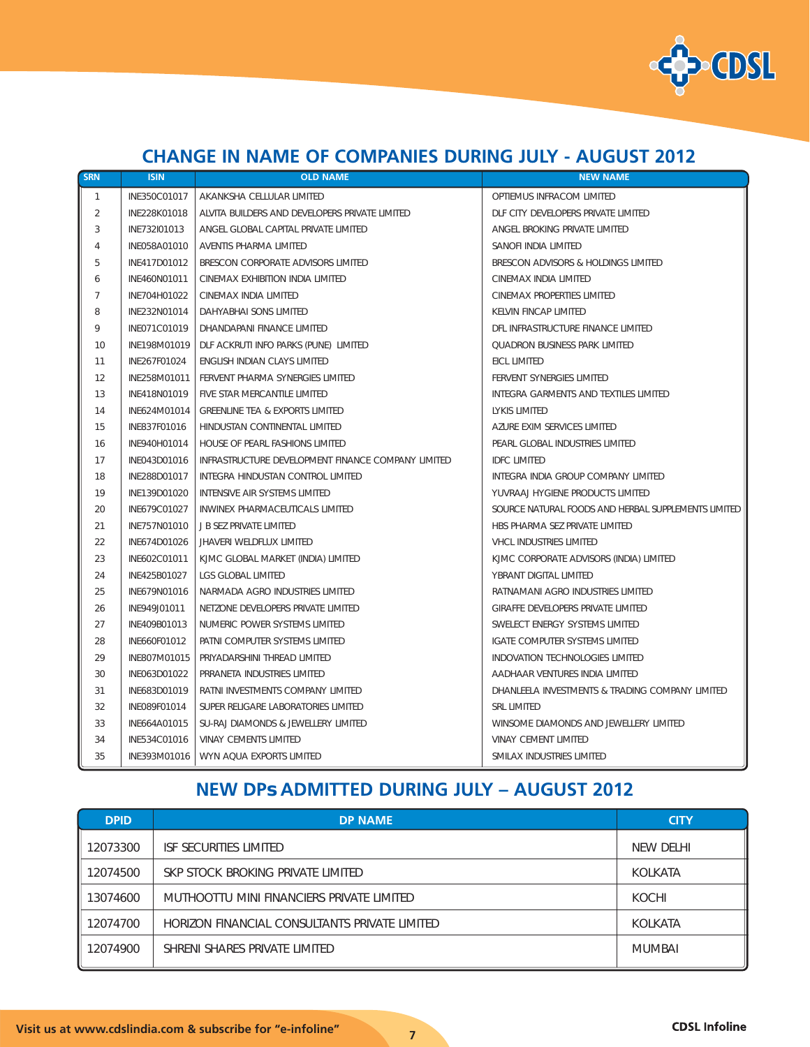## CHANGE IN NAME OF COMPANIES DURING JULY - AUGUST 2012

| SRN | ISIN | OLD NAME | NEW NAME |
|---|---|---|---|
| 1 | INE350C01017 | AKANKSHA CELLULAR LIMITED | OPTIEMUS INFRACOM LIMITED |
| 2 | INE228K01018 | ALVITA BUILDERS AND DEVELOPERS PRIVATE LIMITED | DLF CITY DEVELOPERS PRIVATE LIMITED |
| 3 | INE732I01013 | ANGEL GLOBAL CAPITAL PRIVATE LIMITED | ANGEL BROKING PRIVATE LIMITED |
| 4 | INE058A01010 | AVENTIS PHARMA LIMITED | SANOFI INDIA LIMITED |
| 5 | INE417D01012 | BRESCON CORPORATE ADVISORS LIMITED | BRESCON ADVISORS & HOLDINGS LIMITED |
| 6 | INE460N01011 | CINEMAX EXHIBITION INDIA LIMITED | CINEMAX INDIA LIMITED |
| 7 | INE704H01022 | CINEMAX INDIA LIMITED | CINEMAX PROPERTIES LIMITED |
| 8 | INE232N01014 | DAHYABHAI SONS LIMITED | KELVIN FINCAP LIMITED |
| 9 | INE071C01019 | DHANDAPANI FINANCE LIMITED | DFL INFRASTRUCTURE FINANCE LIMITED |
| 10 | INE198M01019 | DLF ACKRUTI INFO PARKS (PUNE) LIMITED | QUADRON BUSINESS PARK LIMITED |
| 11 | INE267F01024 | ENGLISH INDIAN CLAYS LIMITED | EICL LIMITED |
| 12 | INE258M01011 | FERVENT PHARMA SYNERGIES LIMITED | FERVENT SYNERGIES LIMITED |
| 13 | INE418N01019 | FIVE STAR MERCANTILE LIMITED | INTEGRA GARMENTS AND TEXTILES LIMITED |
| 14 | INE624M01014 | GREENLINE TEA & EXPORTS LIMITED | LYKIS LIMITED |
| 15 | INE837F01016 | HINDUSTAN CONTINENTAL LIMITED | AZURE EXIM SERVICES LIMITED |
| 16 | INE940H01014 | HOUSE OF PEARL FASHIONS LIMITED | PEARL GLOBAL INDUSTRIES LIMITED |
| 17 | INE043D01016 | INFRASTRUCTURE DEVELOPMENT FINANCE COMPANY LIMITED | IDFC LIMITED |
| 18 | INE288D01017 | INTEGRA HINDUSTAN CONTROL LIMITED | INTEGRA INDIA GROUP COMPANY LIMITED |
| 19 | INE139D01020 | INTENSIVE AIR SYSTEMS LIMITED | YUVRAAJ HYGIENE PRODUCTS LIMITED |
| 20 | INE679C01027 | INWINEX PHARMACEUTICALS LIMITED | SOURCE NATURAL FOODS AND HERBAL SUPPLEMENTS LIMITED |
| 21 | INE757N01010 | J B SEZ PRIVATE LIMITED | HBS PHARMA SEZ PRIVATE LIMITED |
| 22 | INE674D01026 | JHAVERI WELDFLUX LIMITED | VHCL INDUSTRIES LIMITED |
| 23 | INE602C01011 | KJMC GLOBAL MARKET (INDIA) LIMITED | KJMC CORPORATE ADVISORS (INDIA) LIMITED |
| 24 | INE425B01027 | LGS GLOBAL LIMITED | YBRANT DIGITAL LIMITED |
| 25 | INE679N01016 | NARMADA AGRO INDUSTRIES LIMITED | RATNAMANI AGRO INDUSTRIES LIMITED |
| 26 | INE949J01011 | NETZONE DEVELOPERS PRIVATE LIMITED | GIRAFFE DEVELOPERS PRIVATE LIMITED |
| 27 | INE409B01013 | NUMERIC POWER SYSTEMS LIMITED | SWELECT ENERGY SYSTEMS LIMITED |
| 28 | INE660F01012 | PATNI COMPUTER SYSTEMS LIMITED | IGATE COMPUTER SYSTEMS LIMITED |
| 29 | INE807M01015 | PRIYADARSHINI THREAD LIMITED | INDOVATION TECHNOLOGIES LIMITED |
| 30 | INE063D01022 | PRRANETA INDUSTRIES LIMITED | AADHAAR VENTURES INDIA LIMITED |
| 31 | INE683D01019 | RATNI INVESTMENTS COMPANY LIMITED | DHANLEELA INVESTMENTS & TRADING COMPANY LIMITED |
| 32 | INE089F01014 | SUPER RELIGARE LABORATORIES LIMITED | SRL LIMITED |
| 33 | INE664A01015 | SU-RAJ DIAMONDS & JEWELLERY LIMITED | WINSOME DIAMONDS AND JEWELLERY LIMITED |
| 34 | INE534C01016 | VINAY CEMENTS LIMITED | VINAY CEMENT LIMITED |
| 35 | INE393M01016 | WYN AQUA EXPORTS LIMITED | SMILAX INDUSTRIES LIMITED |

## NEW DPs ADMITTED DURING JULY – AUGUST 2012

| DPID | DP NAME | CITY |
|---|---|---|
| 12073300 | ISF SECURITIES LIMITED | NEW DELHI |
| 12074500 | SKP STOCK BROKING PRIVATE LIMITED | KOLKATA |
| 13074600 | MUTHOOTTU MINI FINANCIERS PRIVATE LIMITED | KOCHI |
| 12074700 | HORIZON FINANCIAL CONSULTANTS PRIVATE LIMITED | KOLKATA |
| 12074900 | SHRENI SHARES PRIVATE LIMITED | MUMBAI |

Visit us at www.cdslindia.com & subscribe for "e-infoline"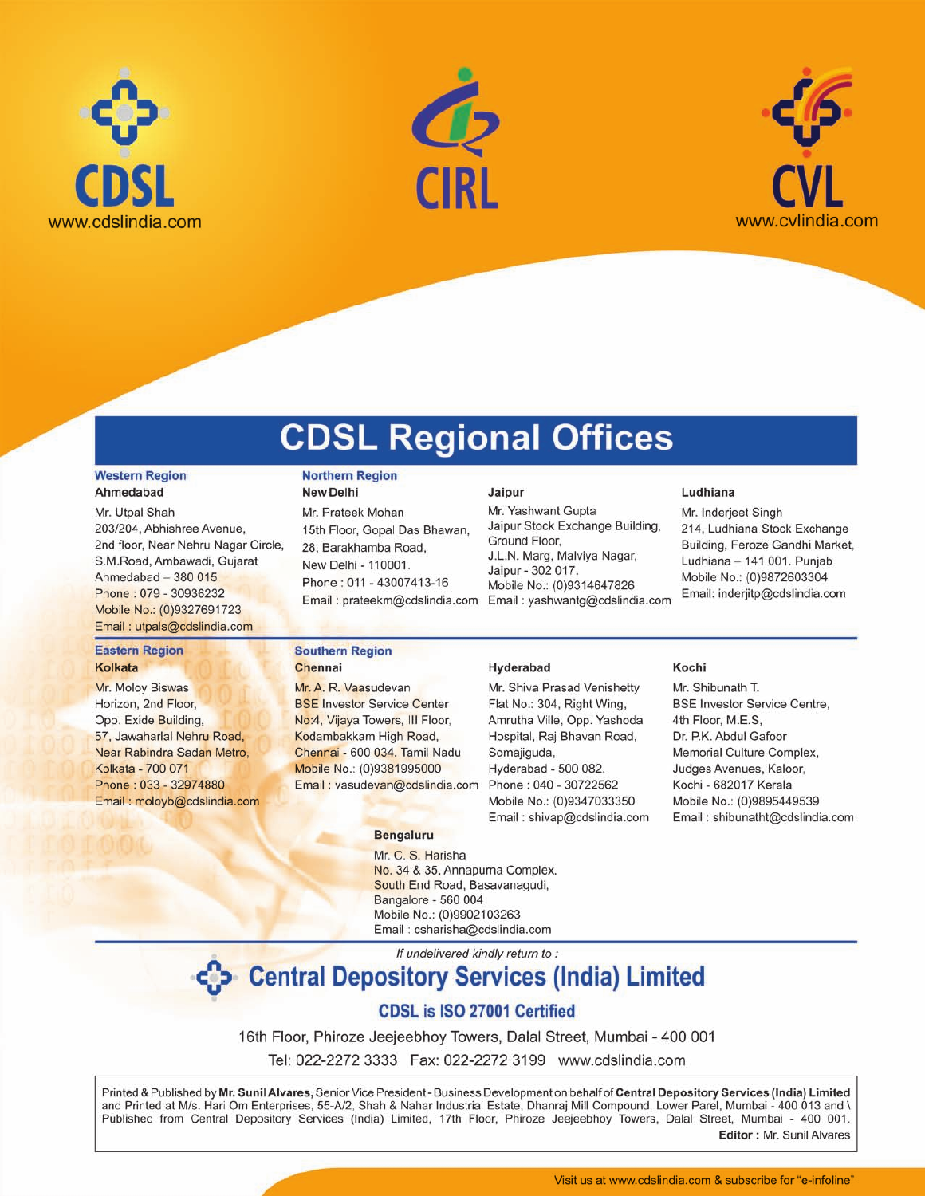CDSL
www.cdslindia.com

CIRL

CVL
www.cvlindia.com

# CDSL Regional Offices

## Western Region

### Ahmedabad

Mr. Utpal Shah
203/204, Abhishree Avenue,
2nd floor, Near Nehru Nagar Circle,
S.M.Road, Ambawadi, Gujarat
Ahmedabad – 380 015
Phone : 079 - 30936232
Mobile No.: (0)9327691723
Email : utpals@cdslindia.com

## Northern Region

### New Delhi

Mr. Prateek Mohan
15th Floor, Gopal Das Bhawan,
28, Barakhamba Road,
New Delhi - 110001.
Phone : 011 - 43007413-16
Email : prateekm@cdslindia.com

### Jaipur

Mr. Yashwant Gupta
Jaipur Stock Exchange Building,
Ground Floor,
J.L.N. Marg, Malviya Nagar,
Jaipur - 302 017.
Mobile No.: (0)9314647826
Email : yashwantg@cdslindia.com

### Ludhiana

Mr. Inderjeet Singh
214, Ludhiana Stock Exchange
Building, Feroze Gandhi Market,
Ludhiana – 141 001. Punjab
Mobile No.: (0)9872603304
Email: inderjitp@cdslindia.com

## Eastern Region

### Kolkata

Mr. Moloy Biswas
Horizon, 2nd Floor,
Opp. Exide Building,
57, Jawaharlal Nehru Road,
Near Rabindra Sadan Metro,
Kolkata - 700 071
Phone : 033 - 32974880
Email : moloyb@cdslindia.com

## Southern Region

### Chennai

Mr. A. R. Vaasudevan
BSE Investor Service Center
No:4, Vijaya Towers, III Floor,
Kodambakkam High Road,
Chennai - 600 034. Tamil Nadu
Mobile No.: (0)9381995000
Email : vasudevan@cdslindia.com

### Hyderabad

Mr. Shiva Prasad Venishetty
Flat No.: 304, Right Wing,
Amrutha Ville, Opp. Yashoda
Hospital, Raj Bhavan Road,
Somajiguda,
Hyderabad - 500 082.
Phone : 040 - 30722562
Mobile No.: (0)9347033350
Email : shivap@cdslindia.com

### Kochi

Mr. Shibunath T.
BSE Investor Service Centre,
4th Floor, M.E.S,
Dr. P.K. Abdul Gafoor
Memorial Culture Complex,
Judges Avenues, Kaloor,
Kochi - 682017 Kerala
Mobile No.: (0)9895449539
Email : shibunatht@cdslindia.com

### Bengaluru

Mr. C. S. Harisha
No. 34 & 35, Annapurna Complex,
South End Road, Basavanagudi,
Bangalore - 560 004
Mobile No.: (0)9902103263
Email : csharisha@cdslindia.com

*If undelivered kindly return to :*

## Central Depository Services (India) Limited

**CDSL is ISO 27001 Certified**

16th Floor, Phiroze Jeejeebhoy Towers, Dalal Street, Mumbai - 400 001
Tel: 022-2272 3333 Fax: 022-2272 3199 www.cdslindia.com

Printed & Published by **Mr. Sunil Alvares,** Senior Vice President - Business Development on behalf of **Central Depository Services (India) Limited** and Printed at M/s. Hari Om Enterprises, 55-A/2, Shah & Nahar Industrial Estate, Dhanraj Mill Compound, Lower Parel, Mumbai - 400 013 and \ Published from Central Depository Services (India) Limited, 17th Floor, Phiroze Jeejeebhoy Towers, Dalal Street, Mumbai - 400 001. **Editor :** Mr. Sunil Alvares

Visit us at www.cdslindia.com & subscribe for "e-infoline"